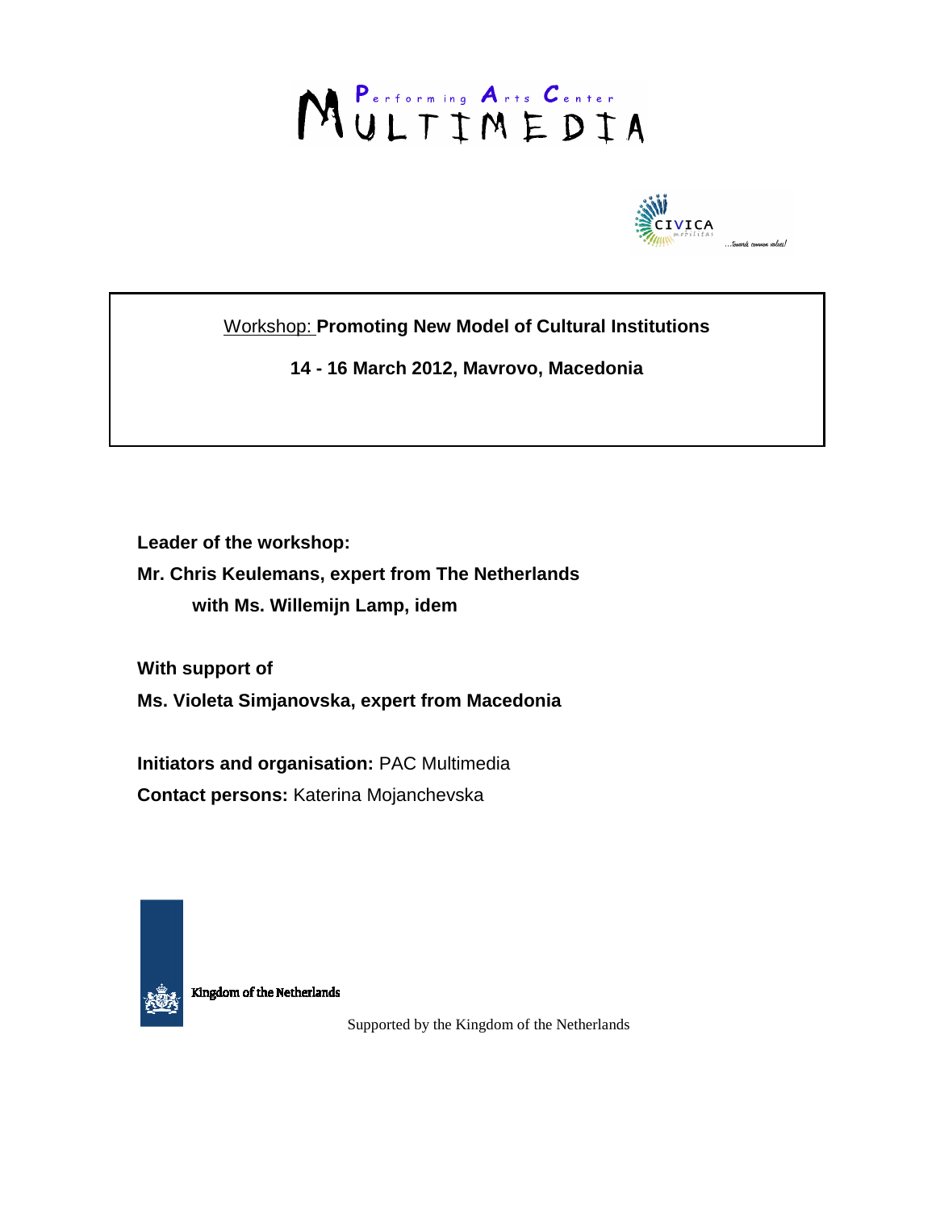Performing Arts Center MULTIMEDIA

CIVICA mobilitas ...towards common values!

Workshop: **Promoting New Model of Cultural Institutions**

**14 - 16 March 2012, Mavrovo, Macedonia**

**Leader of the workshop:**

**Mr. Chris Keulemans, expert from The Netherlands**

**with Ms. Willemijn Lamp, idem**

**With support of**

**Ms. Violeta Simjanovska, expert from Macedonia**

**Initiators and organisation:** PAC Multimedia

**Contact persons:** Katerina Mojanchevska

Kingdom of the Netherlands

Supported by the Kingdom of the Netherlands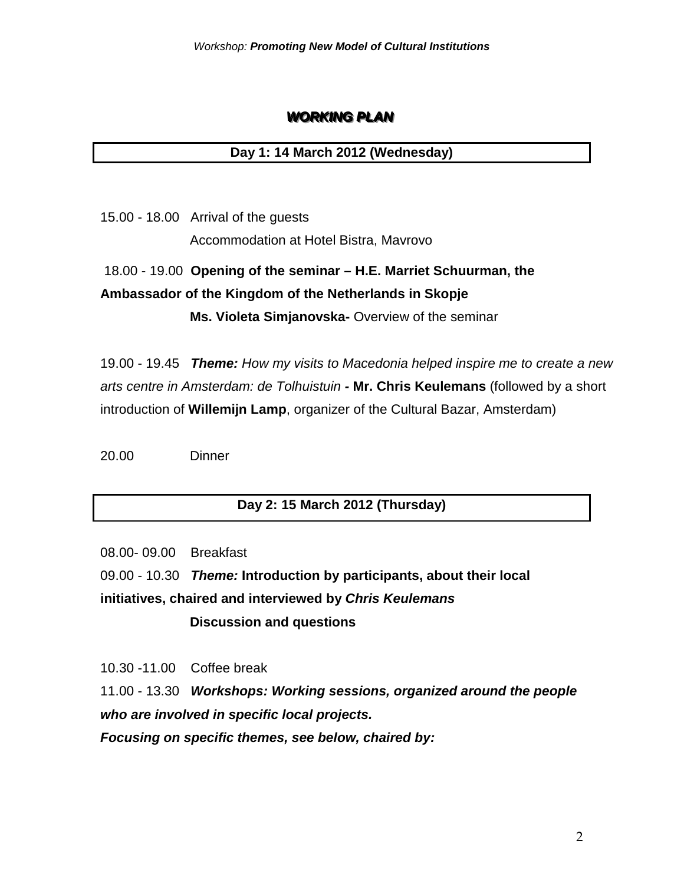## *WORKING PLAN*

**Day 1: 14 March 2012 (Wednesday)**

15.00 - 18.00 Arrival of the guests

Accommodation at Hotel Bistra, Mavrovo

18.00 - 19.00 **Opening of the seminar – H.E. Marriet Schuurman, the Ambassador of the Kingdom of the Netherlands in Skopje**

**Ms. Violeta Simjanovska-** Overview of the seminar

19.00 - 19.45 ***Theme:*** *How my visits to Macedonia helped inspire me to create a new arts centre in Amsterdam: de Tolhuistuin* **- Mr. Chris Keulemans** (followed by a short introduction of **Willemijn Lamp**, organizer of the Cultural Bazar, Amsterdam)

20.00 Dinner

**Day 2: 15 March 2012 (Thursday)**

08.00- 09.00 Breakfast

09.00 - 10.30 ***Theme:*** **Introduction by participants, about their local initiatives, chaired and interviewed by *Chris Keulemans***

**Discussion and questions**

10.30 -11.00 Coffee break

11.00 - 13.30 ***Workshops: Working sessions, organized around the people who are involved in specific local projects.***

***Focusing on specific themes, see below, chaired by:***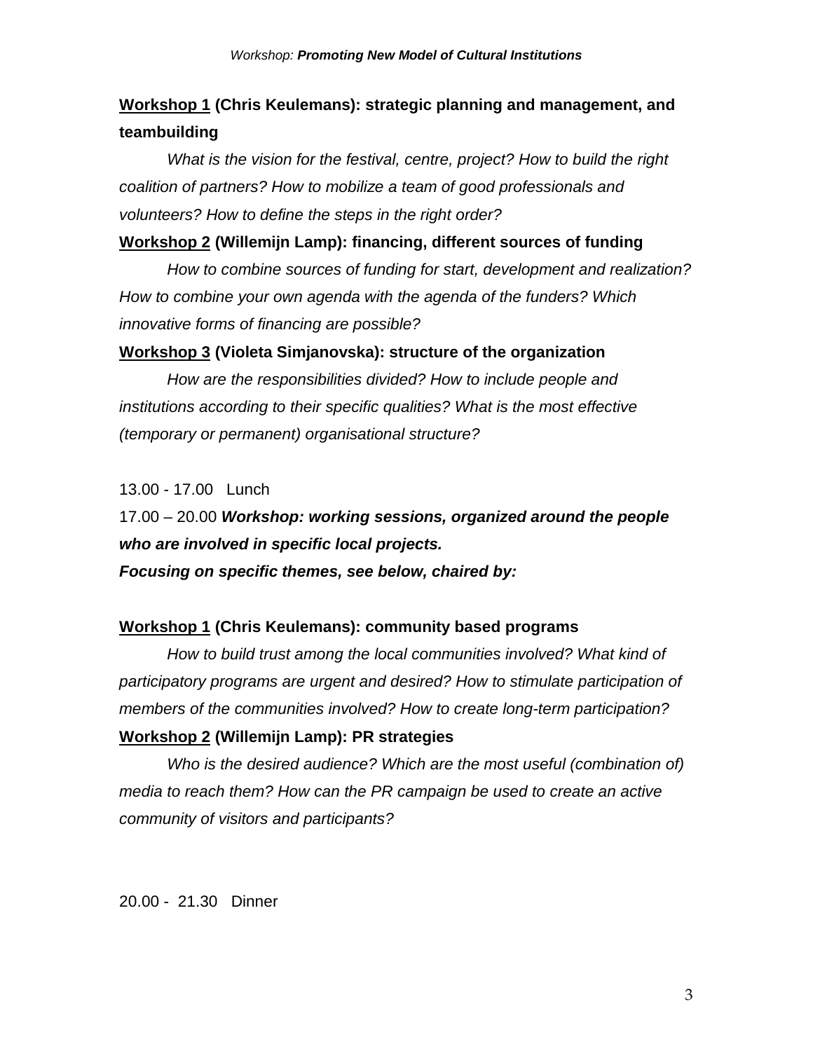**Workshop 1 (Chris Keulemans): strategic planning and management, and teambuilding**

*What is the vision for the festival, centre, project? How to build the right coalition of partners? How to mobilize a team of good professionals and volunteers? How to define the steps in the right order?*

**Workshop 2 (Willemijn Lamp): financing, different sources of funding**

*How to combine sources of funding for start, development and realization? How to combine your own agenda with the agenda of the funders? Which innovative forms of financing are possible?*

**Workshop 3 (Violeta Simjanovska): structure of the organization**

*How are the responsibilities divided? How to include people and institutions according to their specific qualities? What is the most effective (temporary or permanent) organisational structure?*

13.00 - 17.00 Lunch

17.00 – 20.00 ***Workshop: working sessions, organized around the people who are involved in specific local projects.***
***Focusing on specific themes, see below, chaired by:***

**Workshop 1 (Chris Keulemans): community based programs**

*How to build trust among the local communities involved? What kind of participatory programs are urgent and desired? How to stimulate participation of members of the communities involved? How to create long-term participation?*

**Workshop 2 (Willemijn Lamp): PR strategies**

*Who is the desired audience? Which are the most useful (combination of) media to reach them? How can the PR campaign be used to create an active community of visitors and participants?*

20.00 - 21.30 Dinner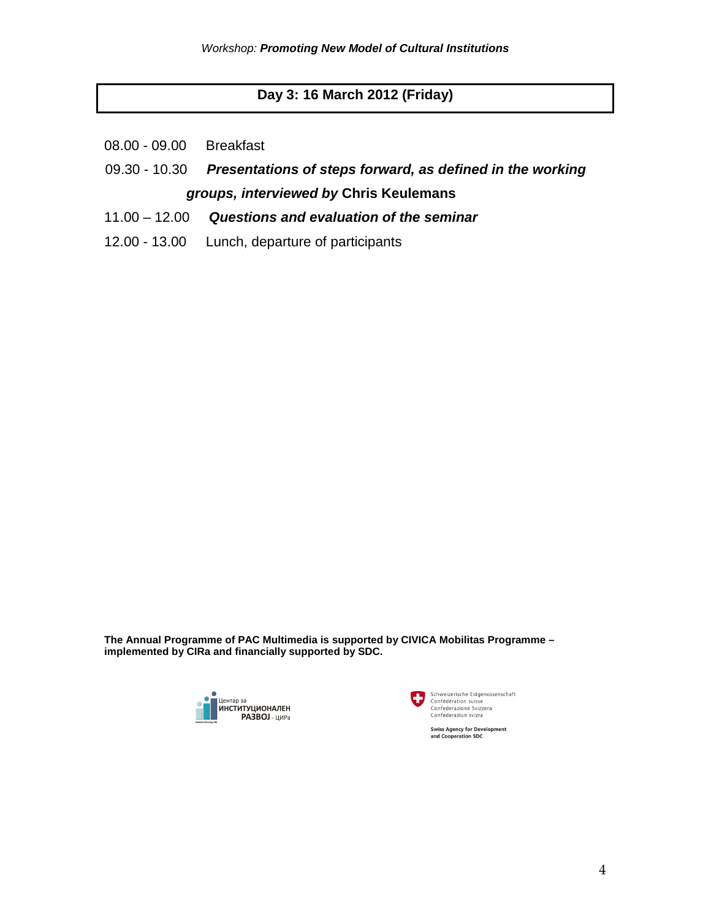**Day 3: 16 March 2012 (Friday)**

08.00 - 09.00 Breakfast

09.30 - 10.30 ***Presentations of steps forward, as defined in the working groups, interviewed by*** **Chris Keulemans**

11.00 – 12.00 ***Questions and evaluation of the seminar***

12.00 - 13.00 Lunch, departure of participants

**The Annual Programme of PAC Multimedia is supported by CIVICA Mobilitas Programme – implemented by CIRa and financially supported by SDC.**

Центар за ИНСТИТУЦИОНАЛЕН РАЗВОЈ - ЦИРа

www.cira.org.mk

Schweizerische Eidgenossenschaft
Confédération suisse
Confederazione Svizzera
Confederaziun svizra

Swiss Agency for Development and Cooperation SDC